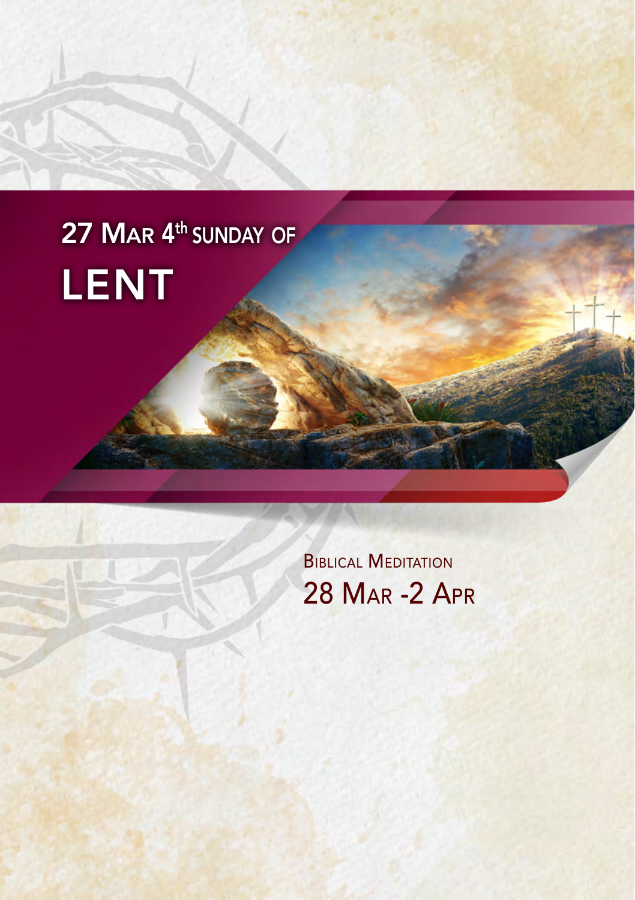# 27 Mar 4th Sunday of Lent

## Biblical Meditation

## 28 Mar -2 Apr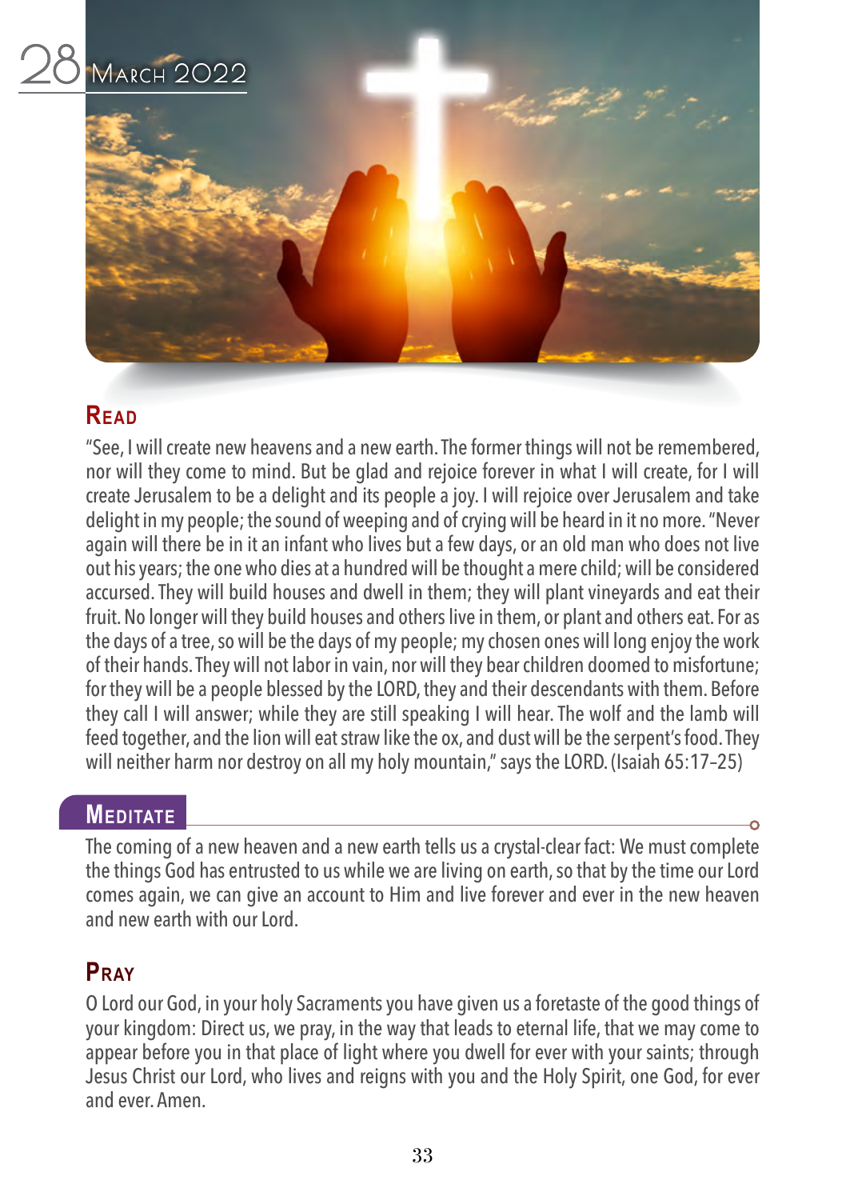# 28 March 2022

## Read

"See, I will create new heavens and a new earth. The former things will not be remembered, nor will they come to mind. But be glad and rejoice forever in what I will create, for I will create Jerusalem to be a delight and its people a joy. I will rejoice over Jerusalem and take delight in my people; the sound of weeping and of crying will be heard in it no more. "Never again will there be in it an infant who lives but a few days, or an old man who does not live out his years; the one who dies at a hundred will be thought a mere child; will be considered accursed. They will build houses and dwell in them; they will plant vineyards and eat their fruit. No longer will they build houses and others live in them, or plant and others eat. For as the days of a tree, so will be the days of my people; my chosen ones will long enjoy the work of their hands. They will not labor in vain, nor will they bear children doomed to misfortune; for they will be a people blessed by the LORD, they and their descendants with them. Before they call I will answer; while they are still speaking I will hear. The wolf and the lamb will feed together, and the lion will eat straw like the ox, and dust will be the serpent's food. They will neither harm nor destroy on all my holy mountain," says the LORD. (Isaiah 65:17–25)

## Meditate

The coming of a new heaven and a new earth tells us a crystal-clear fact: We must complete the things God has entrusted to us while we are living on earth, so that by the time our Lord comes again, we can give an account to Him and live forever and ever in the new heaven and new earth with our Lord.

## Pray

O Lord our God, in your holy Sacraments you have given us a foretaste of the good things of your kingdom: Direct us, we pray, in the way that leads to eternal life, that we may come to appear before you in that place of light where you dwell for ever with your saints; through Jesus Christ our Lord, who lives and reigns with you and the Holy Spirit, one God, for ever and ever. Amen.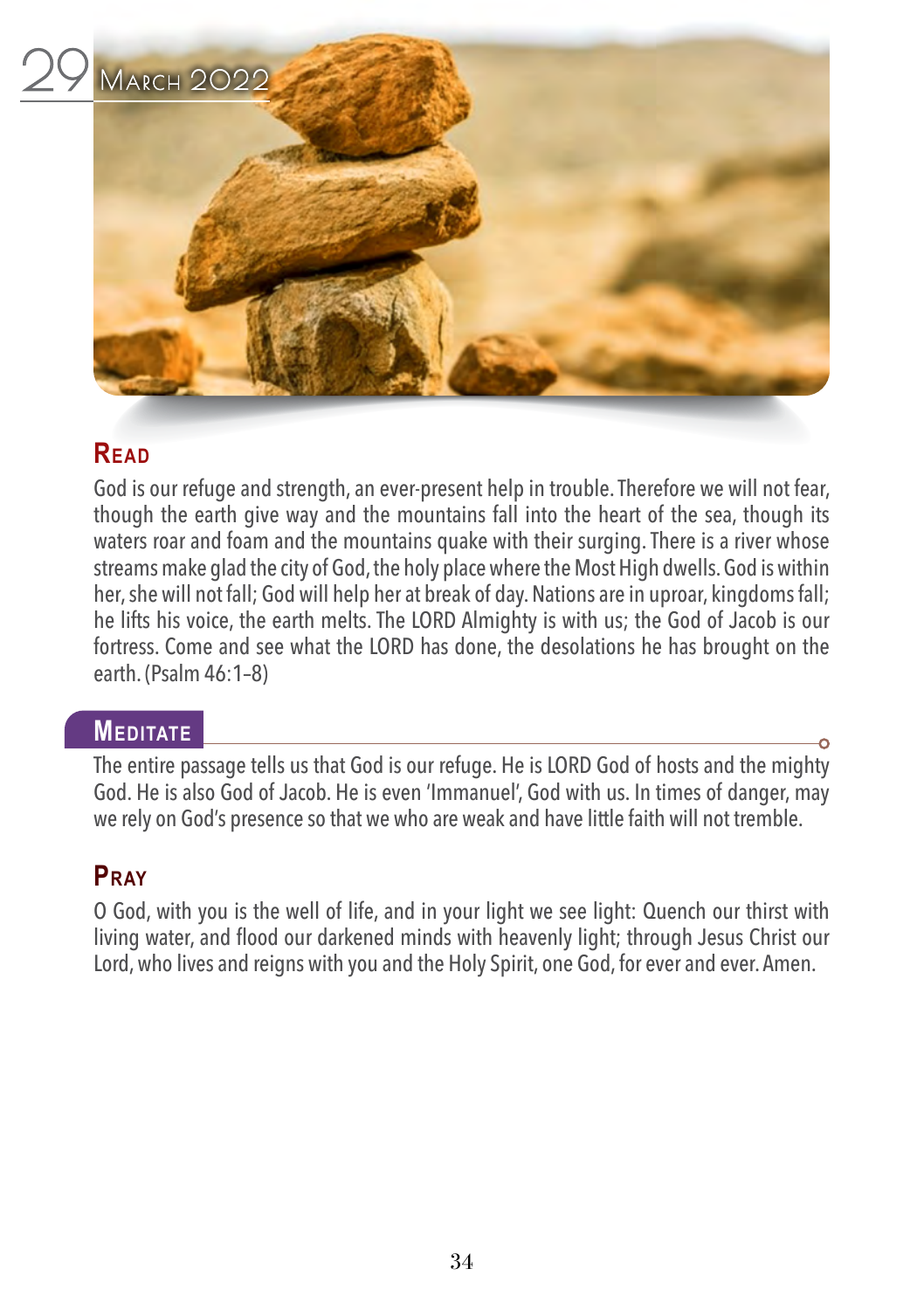# 29 March 2022

## Read

God is our refuge and strength, an ever-present help in trouble. Therefore we will not fear, though the earth give way and the mountains fall into the heart of the sea, though its waters roar and foam and the mountains quake with their surging. There is a river whose streams make glad the city of God, the holy place where the Most High dwells. God is within her, she will not fall; God will help her at break of day. Nations are in uproar, kingdoms fall; he lifts his voice, the earth melts. The LORD Almighty is with us; the God of Jacob is our fortress. Come and see what the LORD has done, the desolations he has brought on the earth. (Psalm 46:1–8)

## Meditate

The entire passage tells us that God is our refuge. He is LORD God of hosts and the mighty God. He is also God of Jacob. He is even 'Immanuel', God with us. In times of danger, may we rely on God's presence so that we who are weak and have little faith will not tremble.

## Pray

O God, with you is the well of life, and in your light we see light: Quench our thirst with living water, and flood our darkened minds with heavenly light; through Jesus Christ our Lord, who lives and reigns with you and the Holy Spirit, one God, for ever and ever. Amen.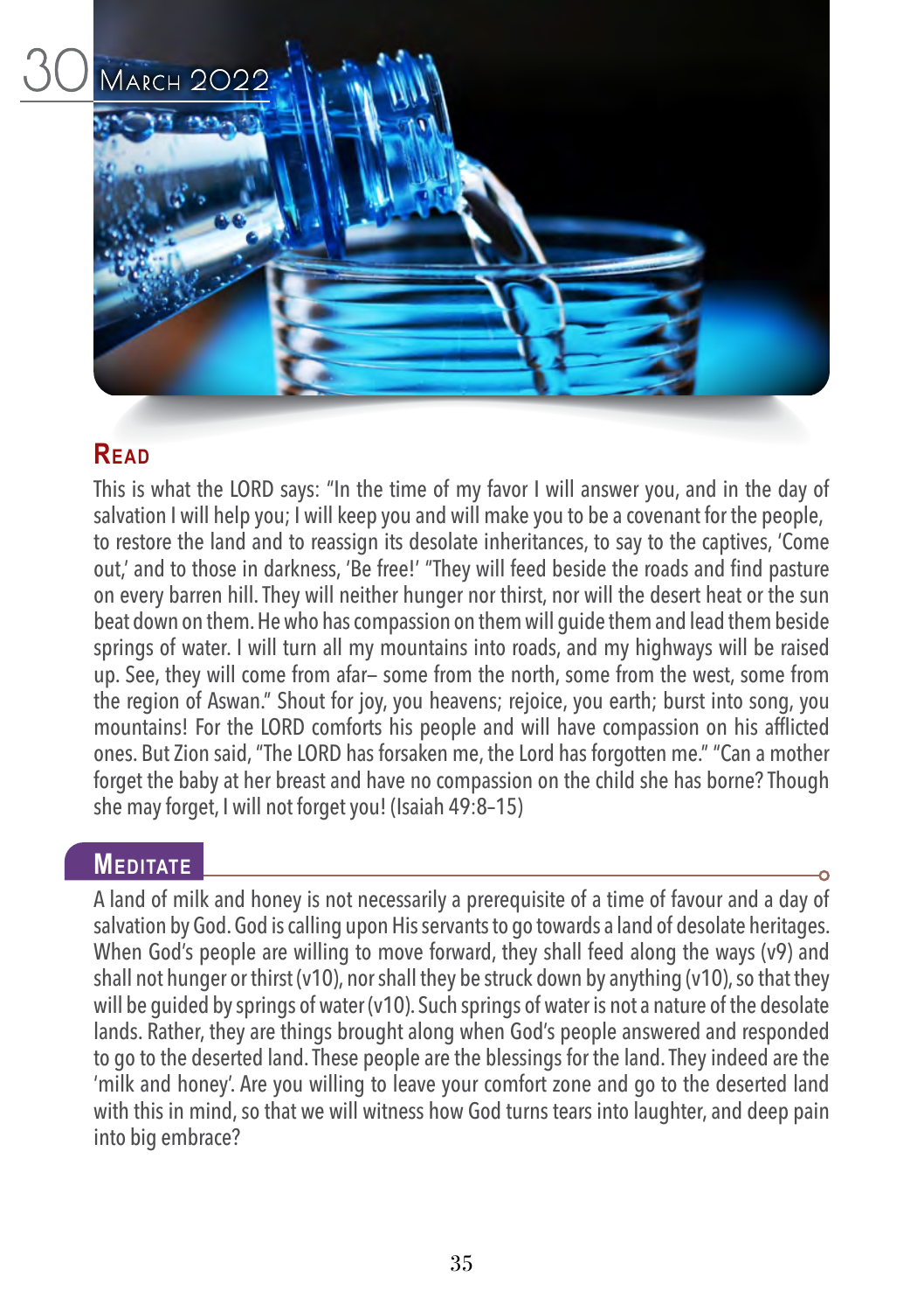# 30 March 2022

## Read

This is what the LORD says: "In the time of my favor I will answer you, and in the day of salvation I will help you; I will keep you and will make you to be a covenant for the people, to restore the land and to reassign its desolate inheritances, to say to the captives, 'Come out,' and to those in darkness, 'Be free!' "They will feed beside the roads and find pasture on every barren hill. They will neither hunger nor thirst, nor will the desert heat or the sun beat down on them. He who has compassion on them will guide them and lead them beside springs of water. I will turn all my mountains into roads, and my highways will be raised up. See, they will come from afar– some from the north, some from the west, some from the region of Aswan." Shout for joy, you heavens; rejoice, you earth; burst into song, you mountains! For the LORD comforts his people and will have compassion on his afflicted ones. But Zion said, "The LORD has forsaken me, the Lord has forgotten me." "Can a mother forget the baby at her breast and have no compassion on the child she has borne? Though she may forget, I will not forget you! (Isaiah 49:8–15)

## Meditate

A land of milk and honey is not necessarily a prerequisite of a time of favour and a day of salvation by God. God is calling upon His servants to go towards a land of desolate heritages. When God's people are willing to move forward, they shall feed along the ways (v9) and shall not hunger or thirst (v10), nor shall they be struck down by anything (v10), so that they will be guided by springs of water (v10). Such springs of water is not a nature of the desolate lands. Rather, they are things brought along when God's people answered and responded to go to the deserted land. These people are the blessings for the land. They indeed are the 'milk and honey'. Are you willing to leave your comfort zone and go to the deserted land with this in mind, so that we will witness how God turns tears into laughter, and deep pain into big embrace?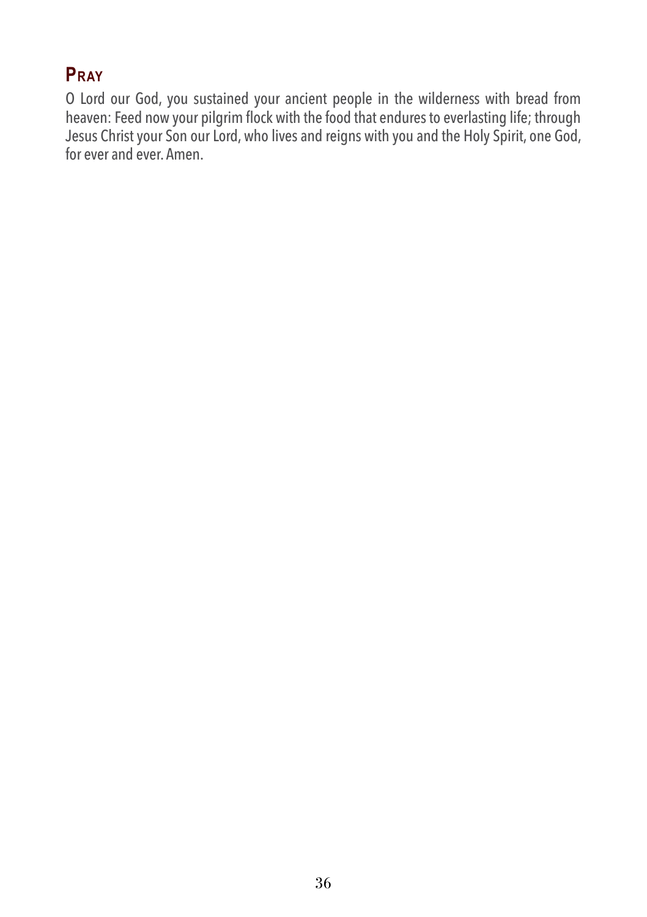## Pray

O Lord our God, you sustained your ancient people in the wilderness with bread from heaven: Feed now your pilgrim flock with the food that endures to everlasting life; through Jesus Christ your Son our Lord, who lives and reigns with you and the Holy Spirit, one God, for ever and ever. Amen.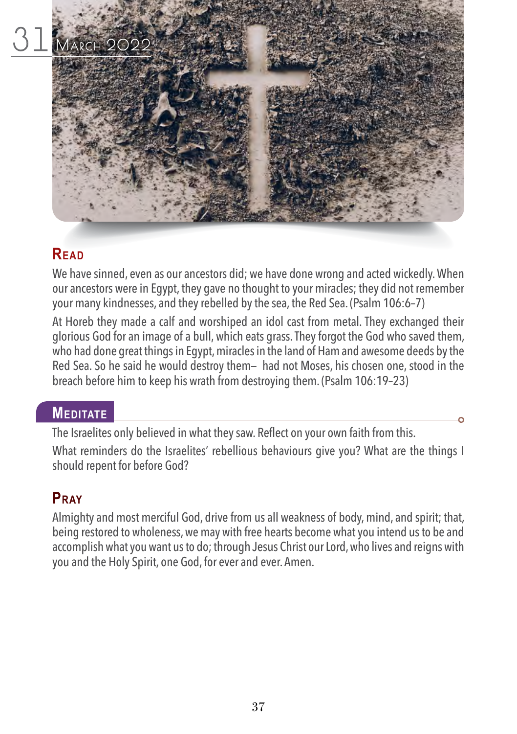# 31 March 2022

## Read

We have sinned, even as our ancestors did; we have done wrong and acted wickedly. When our ancestors were in Egypt, they gave no thought to your miracles; they did not remember your many kindnesses, and they rebelled by the sea, the Red Sea. (Psalm 106:6–7)

At Horeb they made a calf and worshiped an idol cast from metal. They exchanged their glorious God for an image of a bull, which eats grass. They forgot the God who saved them, who had done great things in Egypt, miracles in the land of Ham and awesome deeds by the Red Sea. So he said he would destroy them– had not Moses, his chosen one, stood in the breach before him to keep his wrath from destroying them. (Psalm 106:19–23)

## Meditate

The Israelites only believed in what they saw. Reflect on your own faith from this.

What reminders do the Israelites' rebellious behaviours give you? What are the things I should repent for before God?

## Pray

Almighty and most merciful God, drive from us all weakness of body, mind, and spirit; that, being restored to wholeness, we may with free hearts become what you intend us to be and accomplish what you want us to do; through Jesus Christ our Lord, who lives and reigns with you and the Holy Spirit, one God, for ever and ever. Amen.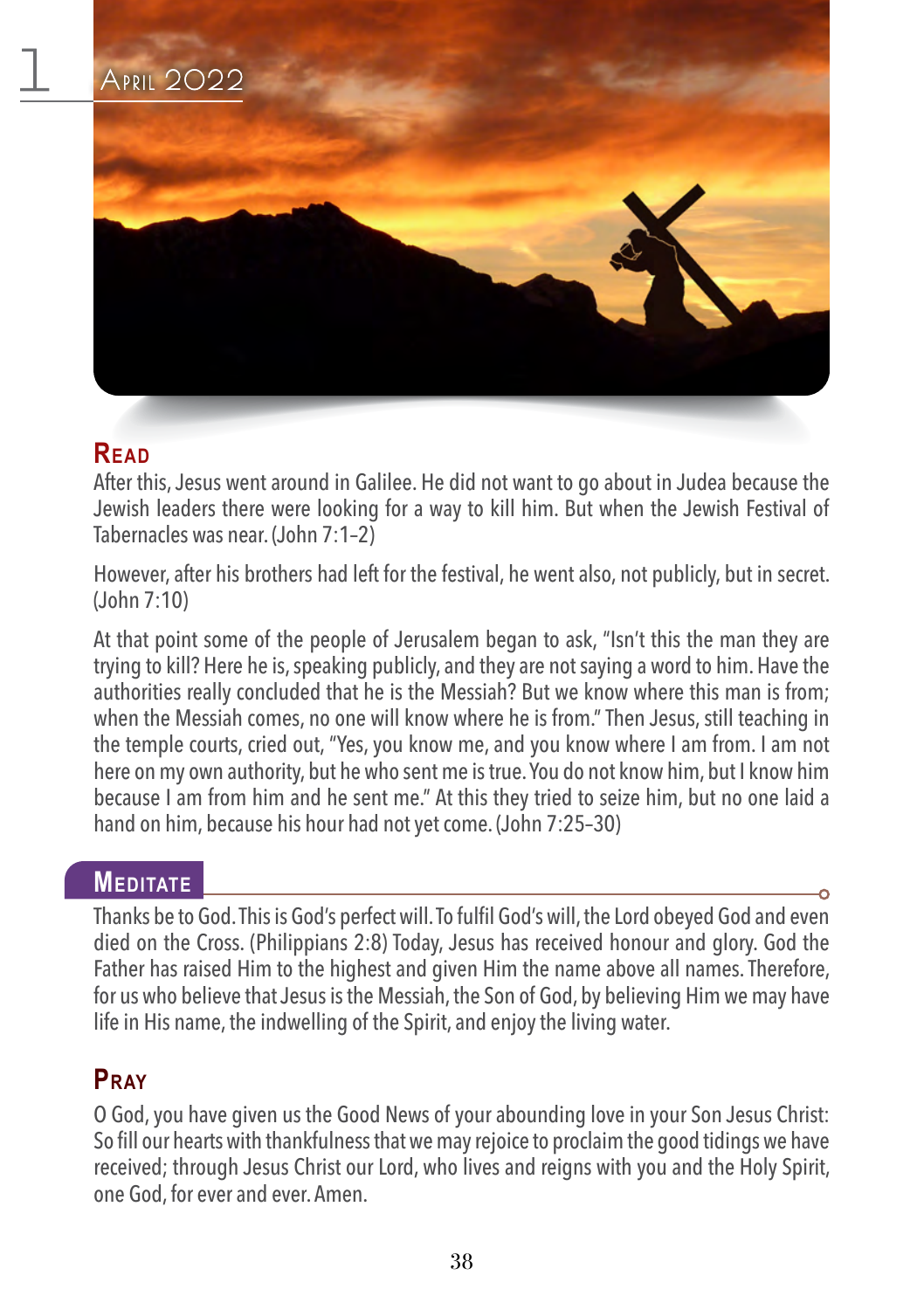# 1 April 2022

## Read

After this, Jesus went around in Galilee. He did not want to go about in Judea because the Jewish leaders there were looking for a way to kill him. But when the Jewish Festival of Tabernacles was near. (John 7:1–2)

However, after his brothers had left for the festival, he went also, not publicly, but in secret. (John 7:10)

At that point some of the people of Jerusalem began to ask, "Isn't this the man they are trying to kill? Here he is, speaking publicly, and they are not saying a word to him. Have the authorities really concluded that he is the Messiah? But we know where this man is from; when the Messiah comes, no one will know where he is from." Then Jesus, still teaching in the temple courts, cried out, "Yes, you know me, and you know where I am from. I am not here on my own authority, but he who sent me is true. You do not know him, but I know him because I am from him and he sent me." At this they tried to seize him, but no one laid a hand on him, because his hour had not yet come. (John 7:25–30)

## Meditate

Thanks be to God. This is God's perfect will. To fulfil God's will, the Lord obeyed God and even died on the Cross. (Philippians 2:8) Today, Jesus has received honour and glory. God the Father has raised Him to the highest and given Him the name above all names. Therefore, for us who believe that Jesus is the Messiah, the Son of God, by believing Him we may have life in His name, the indwelling of the Spirit, and enjoy the living water.

## Pray

O God, you have given us the Good News of your abounding love in your Son Jesus Christ: So fill our hearts with thankfulness that we may rejoice to proclaim the good tidings we have received; through Jesus Christ our Lord, who lives and reigns with you and the Holy Spirit, one God, for ever and ever. Amen.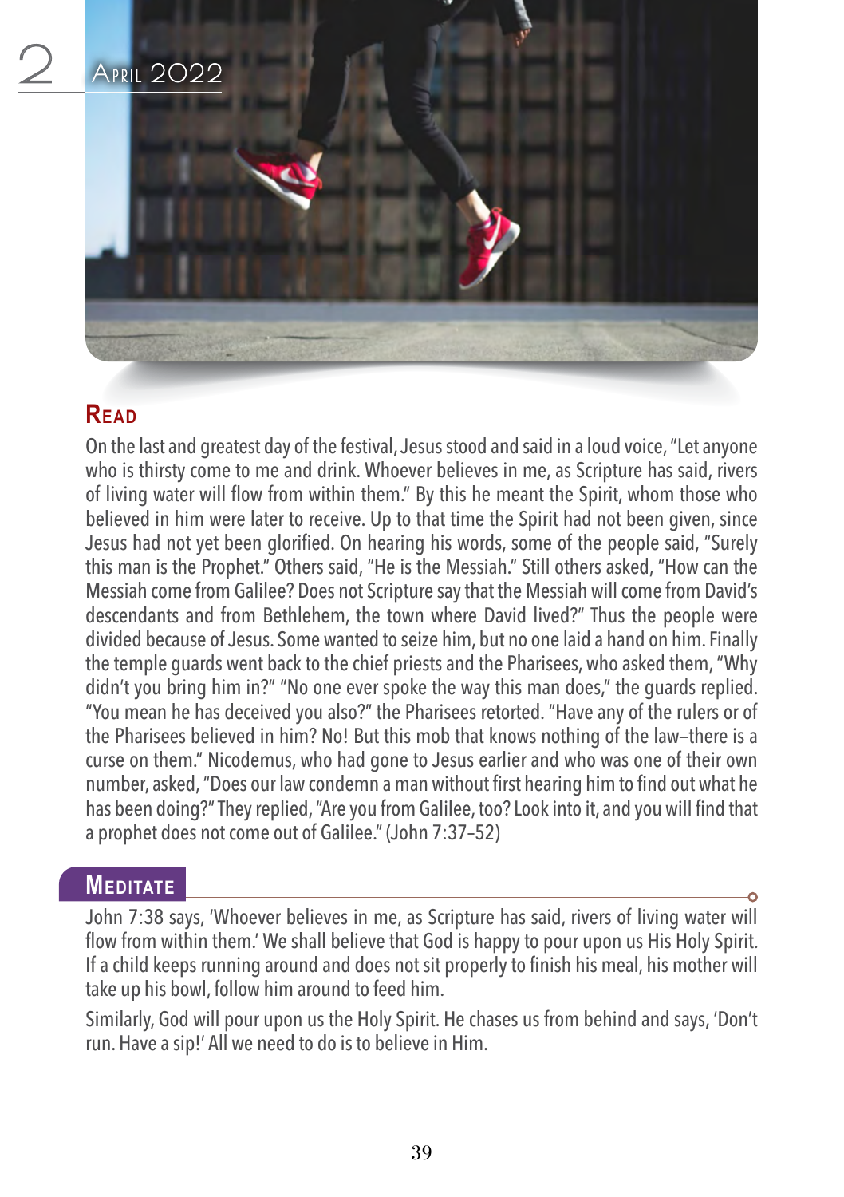2 April 2022

## Read

On the last and greatest day of the festival, Jesus stood and said in a loud voice, "Let anyone who is thirsty come to me and drink. Whoever believes in me, as Scripture has said, rivers of living water will flow from within them." By this he meant the Spirit, whom those who believed in him were later to receive. Up to that time the Spirit had not been given, since Jesus had not yet been glorified. On hearing his words, some of the people said, "Surely this man is the Prophet." Others said, "He is the Messiah." Still others asked, "How can the Messiah come from Galilee? Does not Scripture say that the Messiah will come from David's descendants and from Bethlehem, the town where David lived?" Thus the people were divided because of Jesus. Some wanted to seize him, but no one laid a hand on him. Finally the temple guards went back to the chief priests and the Pharisees, who asked them, "Why didn't you bring him in?" "No one ever spoke the way this man does," the guards replied. "You mean he has deceived you also?" the Pharisees retorted. "Have any of the rulers or of the Pharisees believed in him? No! But this mob that knows nothing of the law–there is a curse on them." Nicodemus, who had gone to Jesus earlier and who was one of their own number, asked, "Does our law condemn a man without first hearing him to find out what he has been doing?" They replied, "Are you from Galilee, too? Look into it, and you will find that a prophet does not come out of Galilee." (John 7:37–52)

## Meditate

John 7:38 says, 'Whoever believes in me, as Scripture has said, rivers of living water will flow from within them.' We shall believe that God is happy to pour upon us His Holy Spirit. If a child keeps running around and does not sit properly to finish his meal, his mother will take up his bowl, follow him around to feed him.

Similarly, God will pour upon us the Holy Spirit. He chases us from behind and says, 'Don't run. Have a sip!' All we need to do is to believe in Him.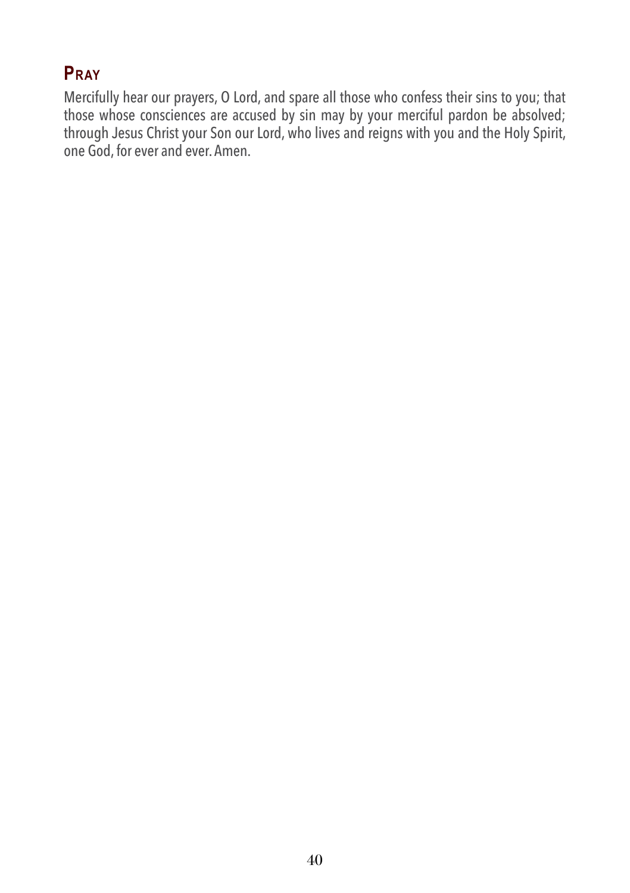## Pray

Mercifully hear our prayers, O Lord, and spare all those who confess their sins to you; that those whose consciences are accused by sin may by your merciful pardon be absolved; through Jesus Christ your Son our Lord, who lives and reigns with you and the Holy Spirit, one God, for ever and ever. Amen.